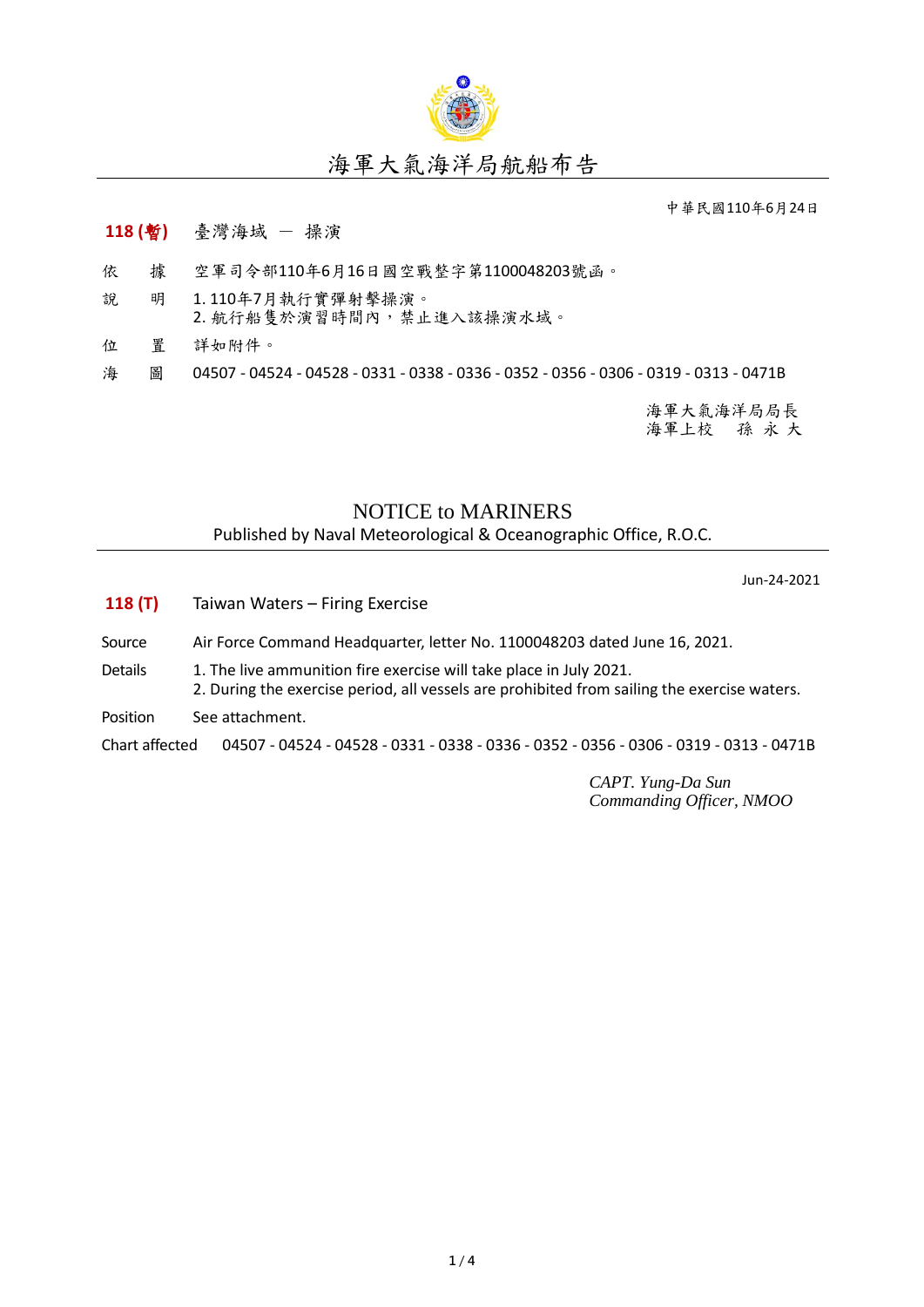# 海軍大氣海洋局航船布告

中華民國110年6月24日

**118 (暫)** 臺灣海域 － 操演

依　　據　空軍司令部110年6月16日國空戰整字第1100048203號函。

說　　明　1. 110年7月執行實彈射擊操演。
2. 航行船隻於演習時間內，禁止進入該操演水域。

位　　置　詳如附件。

海　　圖　04507 - 04524 - 04528 - 0331 - 0338 - 0336 - 0352 - 0356 - 0306 - 0319 - 0313 - 0471B

海軍大氣海洋局局長
海軍上校　孫 永 大

# NOTICE to MARINERS

Published by Naval Meteorological & Oceanographic Office, R.O.C.

Jun-24-2021

**118 (T)** Taiwan Waters – Firing Exercise

Source　Air Force Command Headquarter, letter No. 1100048203 dated June 16, 2021.

Details　1. The live ammunition fire exercise will take place in July 2021.
2. During the exercise period, all vessels are prohibited from sailing the exercise waters.

Position　See attachment.

Chart affected　04507 - 04524 - 04528 - 0331 - 0338 - 0336 - 0352 - 0356 - 0306 - 0319 - 0313 - 0471B

*CAPT. Yung-Da Sun*
*Commanding Officer, NMOO*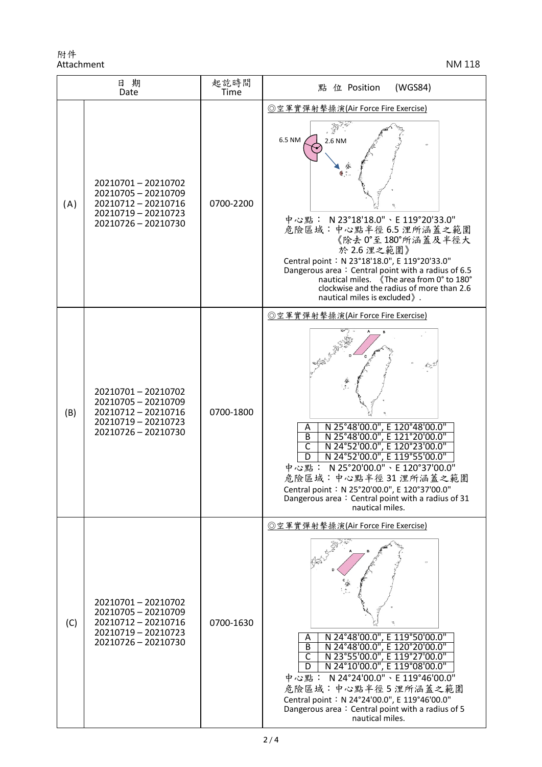附件
Attachment

NM 118

| | 日 期<br>Date | 起訖時間<br>Time | 點 位 Position (WGS84) |
|---|---|---|---|
| (A) | 20210701 – 20210702<br>20210705 – 20210709<br>20210712 – 20210716<br>20210719 – 20210723<br>20210726 – 20210730 | 0700-2200 | ◎空軍實彈射擊操演(Air Force Fire Exercise)<br>6.5 NM 2.6 NM<br>中心點： N 23°18'18.0"、E 119°20'33.0"<br>危險區域：中心點半徑 6.5 浬所涵蓋之範圍《除去 0°至 180°所涵蓋及半徑大於 2.6 浬之範圍》<br>Central point：N 23°18'18.0", E 119°20'33.0"<br>Dangerous area：Central point with a radius of 6.5 nautical miles. 《The area from 0° to 180° clockwise and the radius of more than 2.6 nautical miles is excluded》. |
| (B) | 20210701 – 20210702<br>20210705 – 20210709<br>20210712 – 20210716<br>20210719 – 20210723<br>20210726 – 20210730 | 0700-1800 | ◎空軍實彈射擊操演(Air Force Fire Exercise)<br>A N 25°48'00.0", E 120°48'00.0"<br>B N 25°48'00.0", E 121°20'00.0"<br>C N 24°52'00.0", E 120°23'00.0"<br>D N 24°52'00.0", E 119°55'00.0"<br>中心點： N 25°20'00.0"、E 120°37'00.0"<br>危險區域：中心點半徑 31 浬所涵蓋之範圍<br>Central point：N 25°20'00.0", E 120°37'00.0"<br>Dangerous area：Central point with a radius of 31 nautical miles. |
| (C) | 20210701 – 20210702<br>20210705 – 20210709<br>20210712 – 20210716<br>20210719 – 20210723<br>20210726 – 20210730 | 0700-1630 | ◎空軍實彈射擊操演(Air Force Fire Exercise)<br>A N 24°48'00.0", E 119°50'00.0"<br>B N 24°48'00.0", E 120°20'00.0"<br>C N 23°55'00.0", E 119°27'00.0"<br>D N 24°10'00.0", E 119°08'00.0"<br>中心點： N 24°24'00.0"、E 119°46'00.0"<br>危險區域：中心點半徑 5 浬所涵蓋之範圍<br>Central point：N 24°24'00.0", E 119°46'00.0"<br>Dangerous area：Central point with a radius of 5 nautical miles. |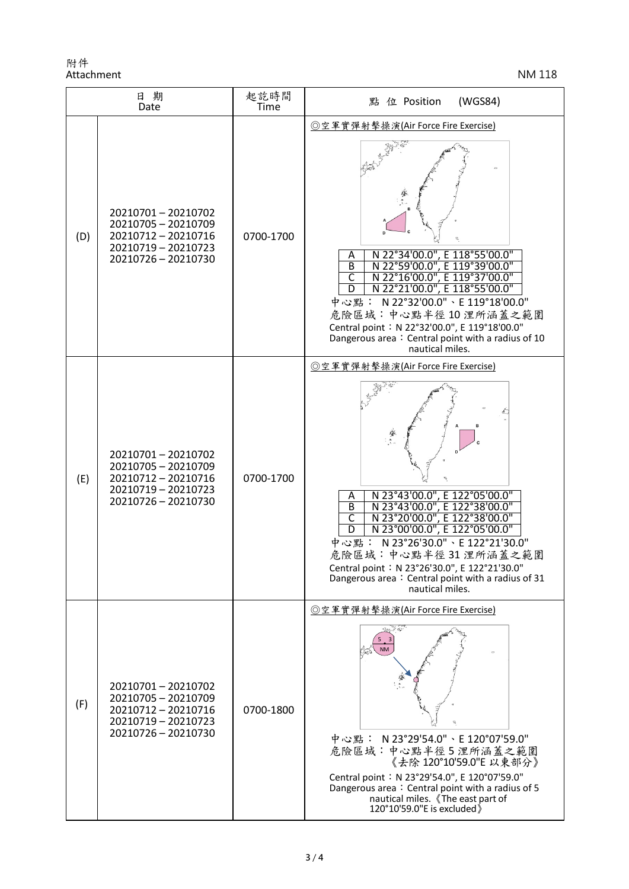附件
Attachment

NM 118

| 日 期 Date | | 起訖時間 Time | 點 位 Position (WGS84) |
|---|---|---|---|
| (D) | 20210701 – 20210702<br>20210705 – 20210709<br>20210712 – 20210716<br>20210719 – 20210723<br>20210726 – 20210730 | 0700-1700 | ◎空軍實彈射擊操演(Air Force Fire Exercise)<br>A N 22°34'00.0", E 118°55'00.0"<br>B N 22°59'00.0", E 119°39'00.0"<br>C N 22°16'00.0", E 119°37'00.0"<br>D N 22°21'00.0", E 118°55'00.0"<br>中心點： N 22°32'00.0"、E 119°18'00.0"<br>危險區域：中心點半徑 10 浬所涵蓋之範圍<br>Central point：N 22°32'00.0", E 119°18'00.0"<br>Dangerous area：Central point with a radius of 10 nautical miles. |
| (E) | 20210701 – 20210702<br>20210705 – 20210709<br>20210712 – 20210716<br>20210719 – 20210723<br>20210726 – 20210730 | 0700-1700 | ◎空軍實彈射擊操演(Air Force Fire Exercise)<br>A N 23°43'00.0", E 122°05'00.0"<br>B N 23°43'00.0", E 122°38'00.0"<br>C N 23°20'00.0", E 122°38'00.0"<br>D N 23°00'00.0", E 122°05'00.0"<br>中心點： N 23°26'30.0"、E 122°21'30.0"<br>危險區域：中心點半徑 31 浬所涵蓋之範圍<br>Central point：N 23°26'30.0", E 122°21'30.0"<br>Dangerous area：Central point with a radius of 31 nautical miles. |
| (F) | 20210701 – 20210702<br>20210705 – 20210709<br>20210712 – 20210716<br>20210719 – 20210723<br>20210726 – 20210730 | 0700-1800 | ◎空軍實彈射擊操演(Air Force Fire Exercise)<br>中心點： N 23°29'54.0"、E 120°07'59.0"<br>危險區域：中心點半徑 5 浬所涵蓋之範圍《去除 120°10'59.0"E 以東部分》<br>Central point：N 23°29'54.0", E 120°07'59.0"<br>Dangerous area：Central point with a radius of 5 nautical miles.《The east part of 120°10'59.0"E is excluded》 |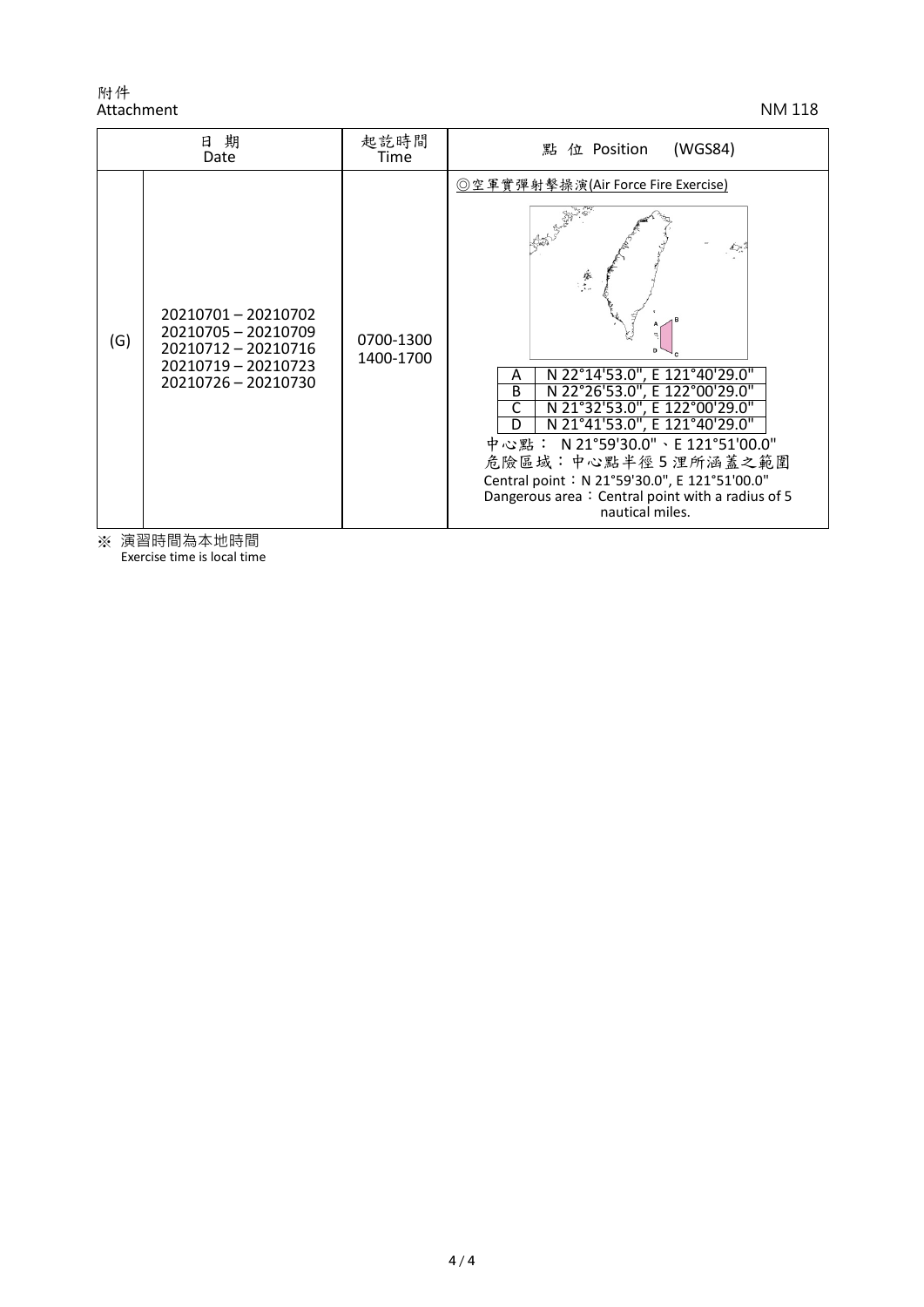附件
Attachment

NM 118

| 日 期 Date | | 起訖時間 Time | 點 位 Position (WGS84) |
|---|---|---|---|
| (G) | 20210701 – 20210702<br>20210705 – 20210709<br>20210712 – 20210716<br>20210719 – 20210723<br>20210726 – 20210730 | 0700-1300<br>1400-1700 | ◎空軍實彈射擊操演(Air Force Fire Exercise)<br>A N 22°14'53.0", E 121°40'29.0"<br>B N 22°26'53.0", E 122°00'29.0"<br>C N 21°32'53.0", E 122°00'29.0"<br>D N 21°41'53.0", E 121°40'29.0"<br>中心點： N 21°59'30.0"、E 121°51'00.0"<br>危險區域：中心點半徑 5 浬所涵蓋之範圍<br>Central point：N 21°59'30.0", E 121°51'00.0"<br>Dangerous area：Central point with a radius of 5 nautical miles. |

※ 演習時間為本地時間
Exercise time is local time